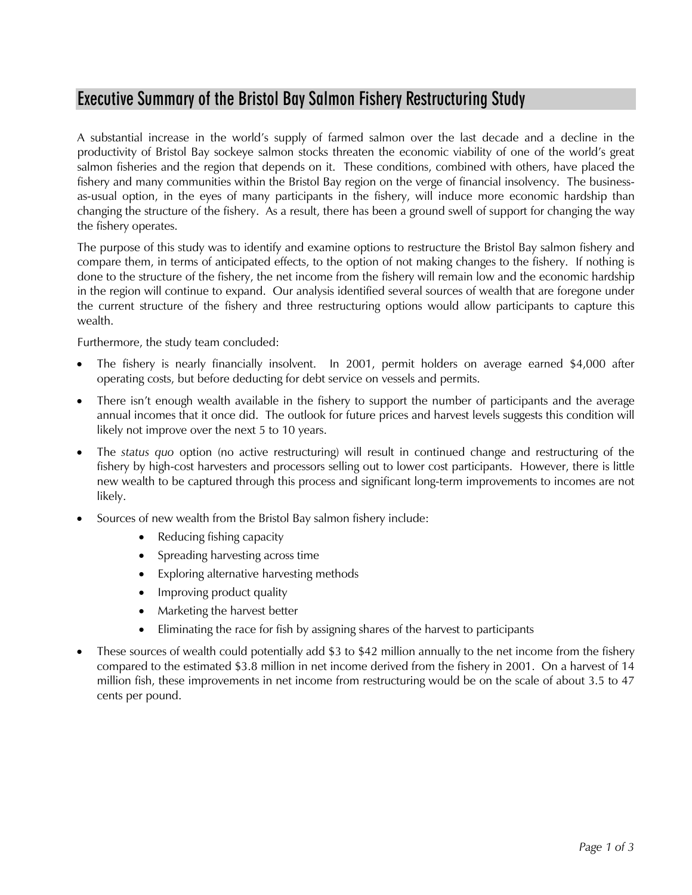# Executive Summary of the Bristol Bay Salmon Fishery Restructuring Study

A substantial increase in the world's supply of farmed salmon over the last decade and a decline in the productivity of Bristol Bay sockeye salmon stocks threaten the economic viability of one of the world's great salmon fisheries and the region that depends on it. These conditions, combined with others, have placed the fishery and many communities within the Bristol Bay region on the verge of financial insolvency. The business-as-usual option, in the eyes of many participants in the fishery, will induce more economic hardship than changing the structure of the fishery. As a result, there has been a ground swell of support for changing the way the fishery operates.

The purpose of this study was to identify and examine options to restructure the Bristol Bay salmon fishery and compare them, in terms of anticipated effects, to the option of not making changes to the fishery. If nothing is done to the structure of the fishery, the net income from the fishery will remain low and the economic hardship in the region will continue to expand. Our analysis identified several sources of wealth that are foregone under the current structure of the fishery and three restructuring options would allow participants to capture this wealth.

Furthermore, the study team concluded:

- The fishery is nearly financially insolvent. In 2001, permit holders on average earned $4,000 after operating costs, but before deducting for debt service on vessels and permits.
- There isn't enough wealth available in the fishery to support the number of participants and the average annual incomes that it once did. The outlook for future prices and harvest levels suggests this condition will likely not improve over the next 5 to 10 years.
- The *status quo* option (no active restructuring) will result in continued change and restructuring of the fishery by high-cost harvesters and processors selling out to lower cost participants. However, there is little new wealth to be captured through this process and significant long-term improvements to incomes are not likely.
- Sources of new wealth from the Bristol Bay salmon fishery include:
    - Reducing fishing capacity
    - Spreading harvesting across time
    - Exploring alternative harvesting methods
    - Improving product quality
    - Marketing the harvest better
    - Eliminating the race for fish by assigning shares of the harvest to participants
- These sources of wealth could potentially add $3 to $42 million annually to the net income from the fishery compared to the estimated $3.8 million in net income derived from the fishery in 2001. On a harvest of 14 million fish, these improvements in net income from restructuring would be on the scale of about 3.5 to 47 cents per pound.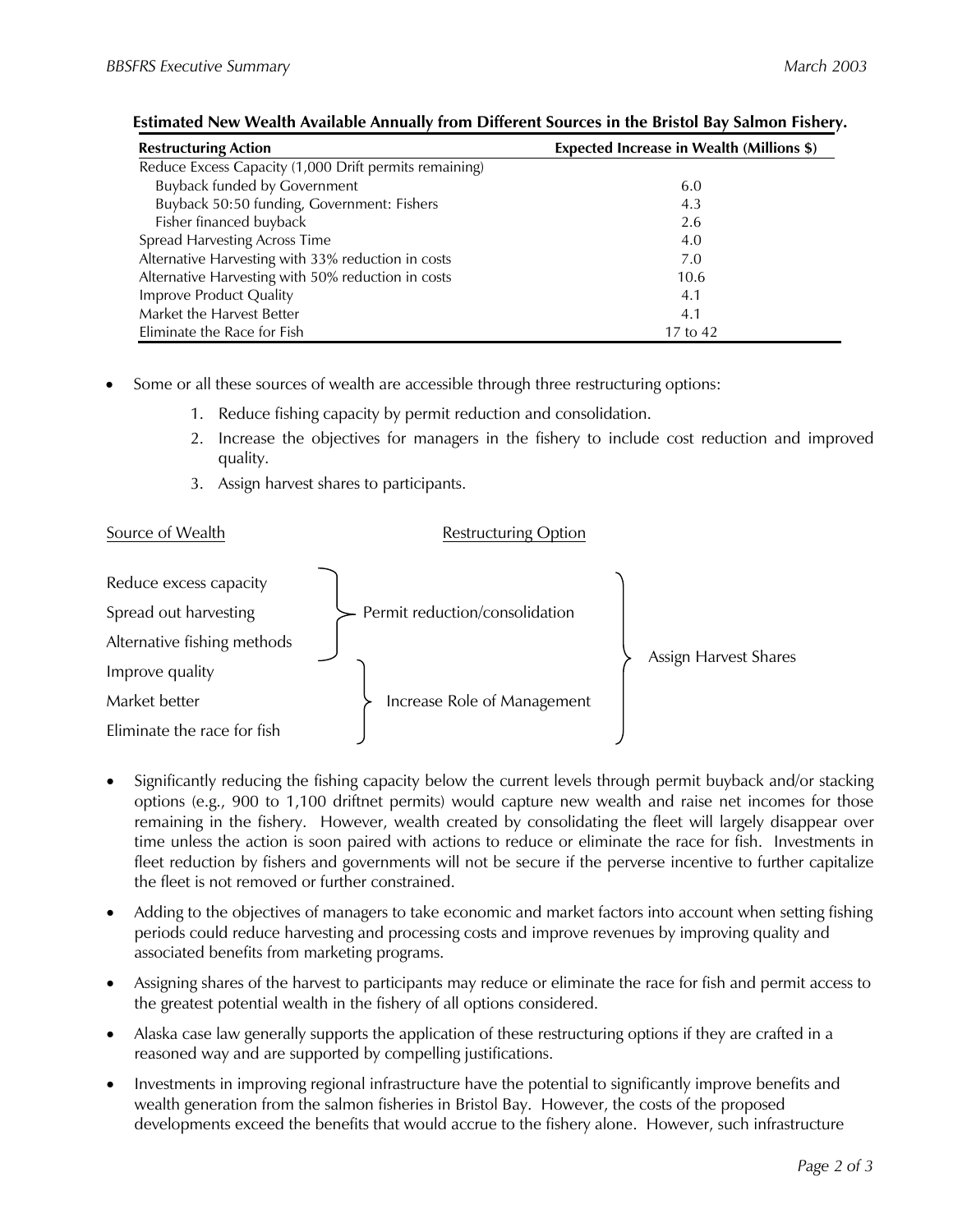**Estimated New Wealth Available Annually from Different Sources in the Bristol Bay Salmon Fishery.**

| Restructuring Action | Expected Increase in Wealth (Millions $) |
|---|---|
| Reduce Excess Capacity (1,000 Drift permits remaining) | |
| Buyback funded by Government | 6.0 |
| Buyback 50:50 funding, Government: Fishers | 4.3 |
| Fisher financed buyback | 2.6 |
| Spread Harvesting Across Time | 4.0 |
| Alternative Harvesting with 33% reduction in costs | 7.0 |
| Alternative Harvesting with 50% reduction in costs | 10.6 |
| Improve Product Quality | 4.1 |
| Market the Harvest Better | 4.1 |
| Eliminate the Race for Fish | 17 to 42 |

- Some or all these sources of wealth are accessible through three restructuring options:
    1. Reduce fishing capacity by permit reduction and consolidation.
    2. Increase the objectives for managers in the fishery to include cost reduction and improved quality.
    3. Assign harvest shares to participants.

| Source of Wealth | Restructuring Option | |
|---|---|---|
| Reduce excess capacity | Permit reduction/consolidation | Assign Harvest Shares |
| Spread out harvesting | Permit reduction/consolidation | Assign Harvest Shares |
| Alternative fishing methods | Permit reduction/consolidation | Assign Harvest Shares |
| Improve quality | Increase Role of Management | Assign Harvest Shares |
| Market better | Increase Role of Management | Assign Harvest Shares |
| Eliminate the race for fish | Increase Role of Management | Assign Harvest Shares |

- Significantly reducing the fishing capacity below the current levels through permit buyback and/or stacking options (e.g., 900 to 1,100 driftnet permits) would capture new wealth and raise net incomes for those remaining in the fishery. However, wealth created by consolidating the fleet will largely disappear over time unless the action is soon paired with actions to reduce or eliminate the race for fish. Investments in fleet reduction by fishers and governments will not be secure if the perverse incentive to further capitalize the fleet is not removed or further constrained.
- Adding to the objectives of managers to take economic and market factors into account when setting fishing periods could reduce harvesting and processing costs and improve revenues by improving quality and associated benefits from marketing programs.
- Assigning shares of the harvest to participants may reduce or eliminate the race for fish and permit access to the greatest potential wealth in the fishery of all options considered.
- Alaska case law generally supports the application of these restructuring options if they are crafted in a reasoned way and are supported by compelling justifications.
- Investments in improving regional infrastructure have the potential to significantly improve benefits and wealth generation from the salmon fisheries in Bristol Bay. However, the costs of the proposed developments exceed the benefits that would accrue to the fishery alone. However, such infrastructure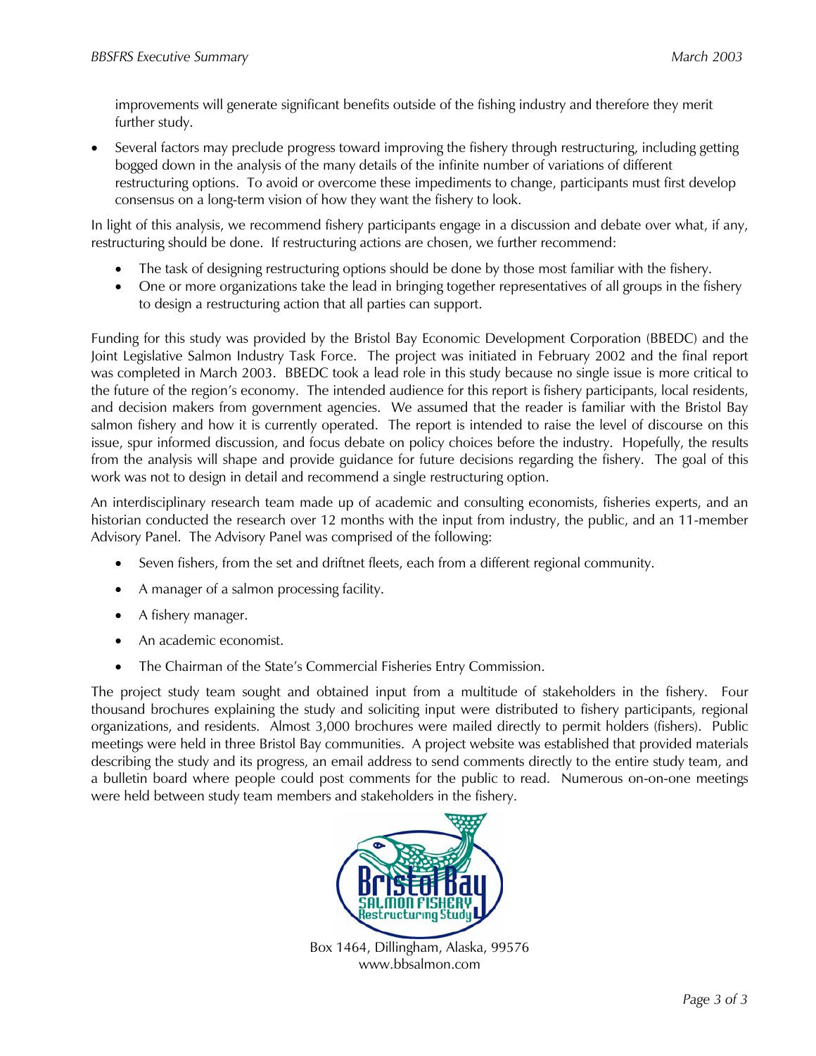improvements will generate significant benefits outside of the fishing industry and therefore they merit further study.

- Several factors may preclude progress toward improving the fishery through restructuring, including getting bogged down in the analysis of the many details of the infinite number of variations of different restructuring options. To avoid or overcome these impediments to change, participants must first develop consensus on a long-term vision of how they want the fishery to look.

In light of this analysis, we recommend fishery participants engage in a discussion and debate over what, if any, restructuring should be done. If restructuring actions are chosen, we further recommend:

- The task of designing restructuring options should be done by those most familiar with the fishery.
- One or more organizations take the lead in bringing together representatives of all groups in the fishery to design a restructuring action that all parties can support.

Funding for this study was provided by the Bristol Bay Economic Development Corporation (BBEDC) and the Joint Legislative Salmon Industry Task Force. The project was initiated in February 2002 and the final report was completed in March 2003. BBEDC took a lead role in this study because no single issue is more critical to the future of the region's economy. The intended audience for this report is fishery participants, local residents, and decision makers from government agencies. We assumed that the reader is familiar with the Bristol Bay salmon fishery and how it is currently operated. The report is intended to raise the level of discourse on this issue, spur informed discussion, and focus debate on policy choices before the industry. Hopefully, the results from the analysis will shape and provide guidance for future decisions regarding the fishery. The goal of this work was not to design in detail and recommend a single restructuring option.

An interdisciplinary research team made up of academic and consulting economists, fisheries experts, and an historian conducted the research over 12 months with the input from industry, the public, and an 11-member Advisory Panel. The Advisory Panel was comprised of the following:

- Seven fishers, from the set and driftnet fleets, each from a different regional community.
- A manager of a salmon processing facility.
- A fishery manager.
- An academic economist.
- The Chairman of the State's Commercial Fisheries Entry Commission.

The project study team sought and obtained input from a multitude of stakeholders in the fishery. Four thousand brochures explaining the study and soliciting input were distributed to fishery participants, regional organizations, and residents. Almost 3,000 brochures were mailed directly to permit holders (fishers). Public meetings were held in three Bristol Bay communities. A project website was established that provided materials describing the study and its progress, an email address to send comments directly to the entire study team, and a bulletin board where people could post comments for the public to read. Numerous on-on-one meetings were held between study team members and stakeholders in the fishery.

Bristol Bay
SALMON FISHERY
Restructuring Study

Box 1464, Dillingham, Alaska, 99576
www.bbsalmon.com